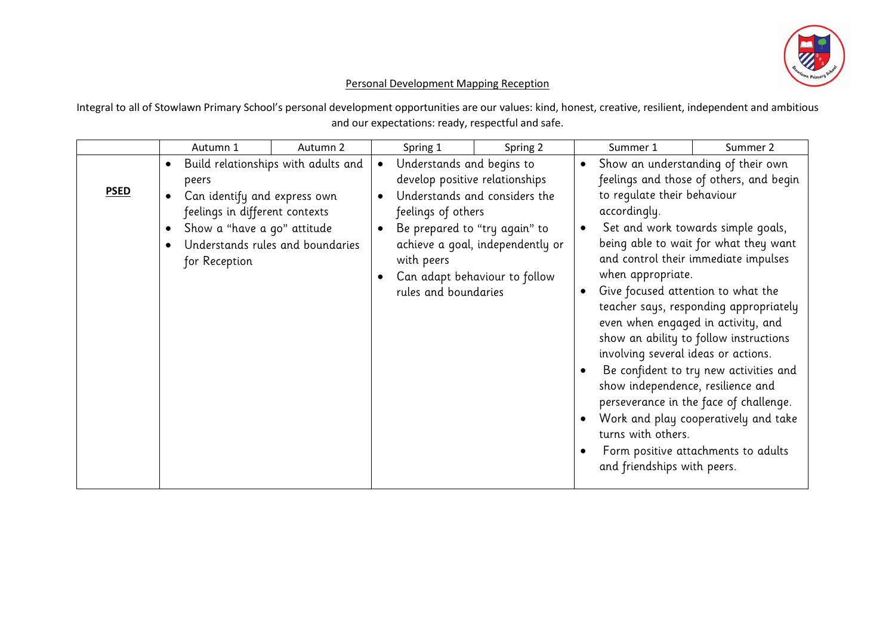# Personal Development Mapping Reception

Integral to all of Stowlawn Primary School's personal development opportunities are our values: kind, honest, creative, resilient, independent and ambitious and our expectations: ready, respectful and safe.

| | Autumn 1 | Autumn 2 | Spring 1 | Spring 2 | Summer 1 | Summer 2 |
|---|---|---|---|---|---|---|
| **PSED** | • Build relationships with adults and peers<br>• Can identify and express own feelings in different contexts<br>• Show a "have a go" attitude<br>• Understands rules and boundaries for Reception | | • Understands and begins to develop positive relationships<br>• Understands and considers the feelings of others<br>• Be prepared to "try again" to achieve a goal, independently or with peers<br>• Can adapt behaviour to follow rules and boundaries | | • Show an understanding of their own feelings and those of others, and begin to regulate their behaviour accordingly.<br>• Set and work towards simple goals, being able to wait for what they want and control their immediate impulses when appropriate.<br>• Give focused attention to what the teacher says, responding appropriately even when engaged in activity, and show an ability to follow instructions involving several ideas or actions.<br>• Be confident to try new activities and show independence, resilience and perseverance in the face of challenge.<br>• Work and play cooperatively and take turns with others.<br>• Form positive attachments to adults and friendships with peers. | |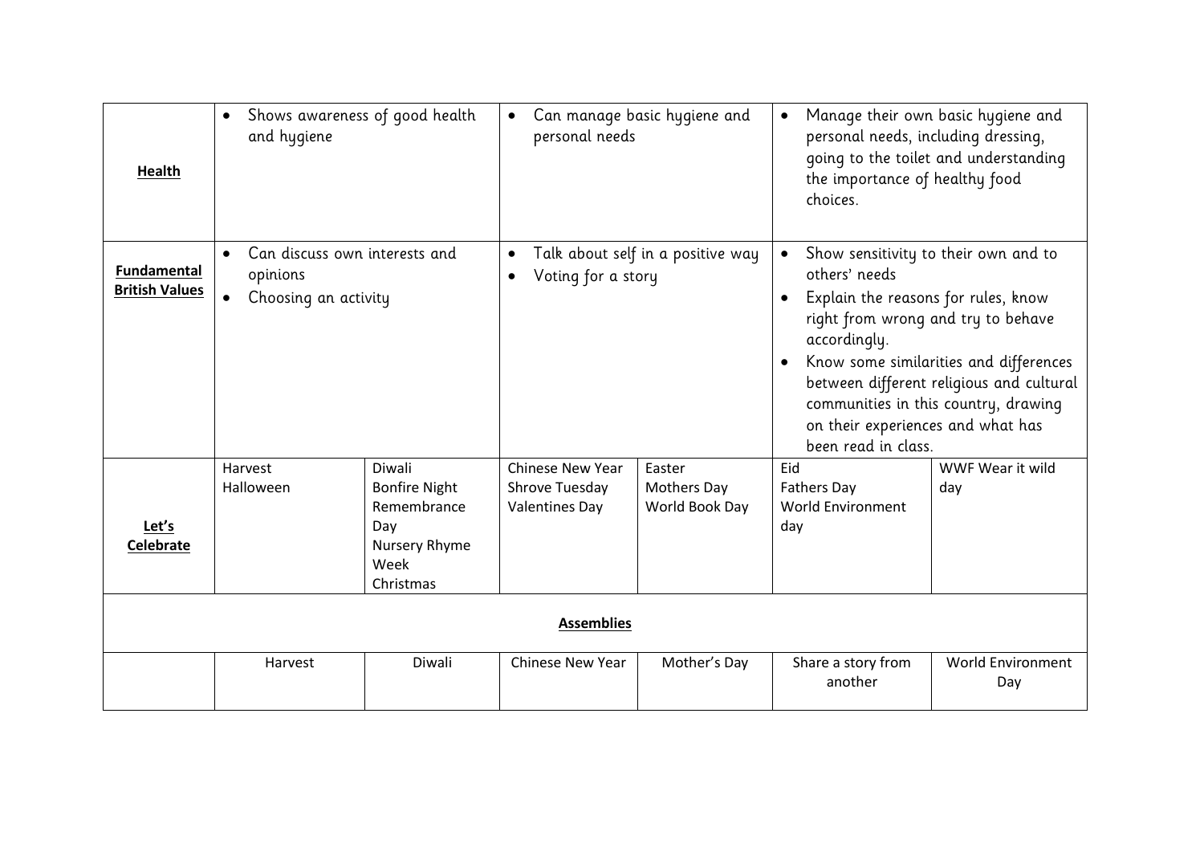| **Health** | • Shows awareness of good health and hygiene | | • Can manage basic hygiene and personal needs | | • Manage their own basic hygiene and personal needs, including dressing, going to the toilet and understanding the importance of healthy food choices. | |
|---|---|---|---|---|---|---|
| **Fundamental British Values** | • Can discuss own interests and opinions<br>• Choosing an activity | | • Talk about self in a positive way<br>• Voting for a story | | • Show sensitivity to their own and to others' needs<br>• Explain the reasons for rules, know right from wrong and try to behave accordingly.<br>• Know some similarities and differences between different religious and cultural communities in this country, drawing on their experiences and what has been read in class. | |
| **Let's Celebrate** | Harvest<br>Halloween | Diwali<br>Bonfire Night<br>Remembrance Day<br>Nursery Rhyme Week<br>Christmas | Chinese New Year<br>Shrove Tuesday<br>Valentines Day | Easter<br>Mothers Day<br>World Book Day | Eid<br>Fathers Day<br>World Environment day | WWF Wear it wild day |
| **Assemblies** | | | | | | |
| | Harvest | Diwali | Chinese New Year | Mother's Day | Share a story from another | World Environment Day |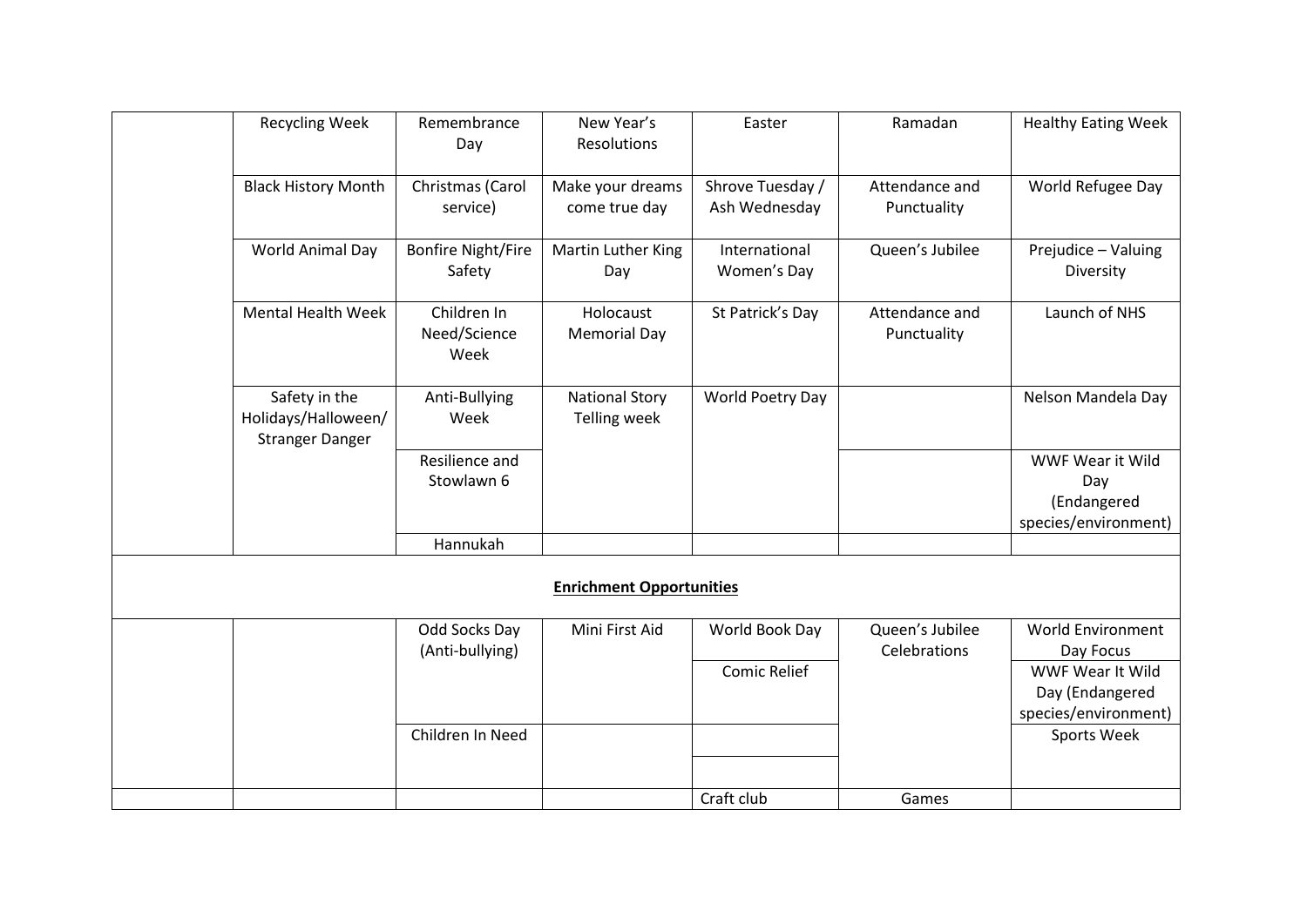| | | | | | | |
|---|---|---|---|---|---|---|
| | Recycling Week | Remembrance Day | New Year's Resolutions | Easter | Ramadan | Healthy Eating Week |
| | Black History Month | Christmas (Carol service) | Make your dreams come true day | Shrove Tuesday / Ash Wednesday | Attendance and Punctuality | World Refugee Day |
| | World Animal Day | Bonfire Night/Fire Safety | Martin Luther King Day | International Women's Day | Queen's Jubilee | Prejudice – Valuing Diversity |
| | Mental Health Week | Children In Need/Science Week | Holocaust Memorial Day | St Patrick's Day | Attendance and Punctuality | Launch of NHS |
| | Safety in the Holidays/Halloween/ Stranger Danger | Anti-Bullying Week | National Story Telling week | World Poetry Day | | Nelson Mandela Day |
| | | Resilience and Stowlawn 6 | | | | WWF Wear it Wild Day (Endangered species/environment) |
| | | Hannukah | | | | |
| **Enrichment Opportunities** | | | | | | |
| | | Odd Socks Day (Anti-bullying) | Mini First Aid | World Book Day | Queen's Jubilee Celebrations | World Environment Day Focus |
| | | | | Comic Relief | | WWF Wear It Wild Day (Endangered species/environment) |
| | | Children In Need | | | | Sports Week |
| | | | | | | |
| | | | | Craft club | Games | |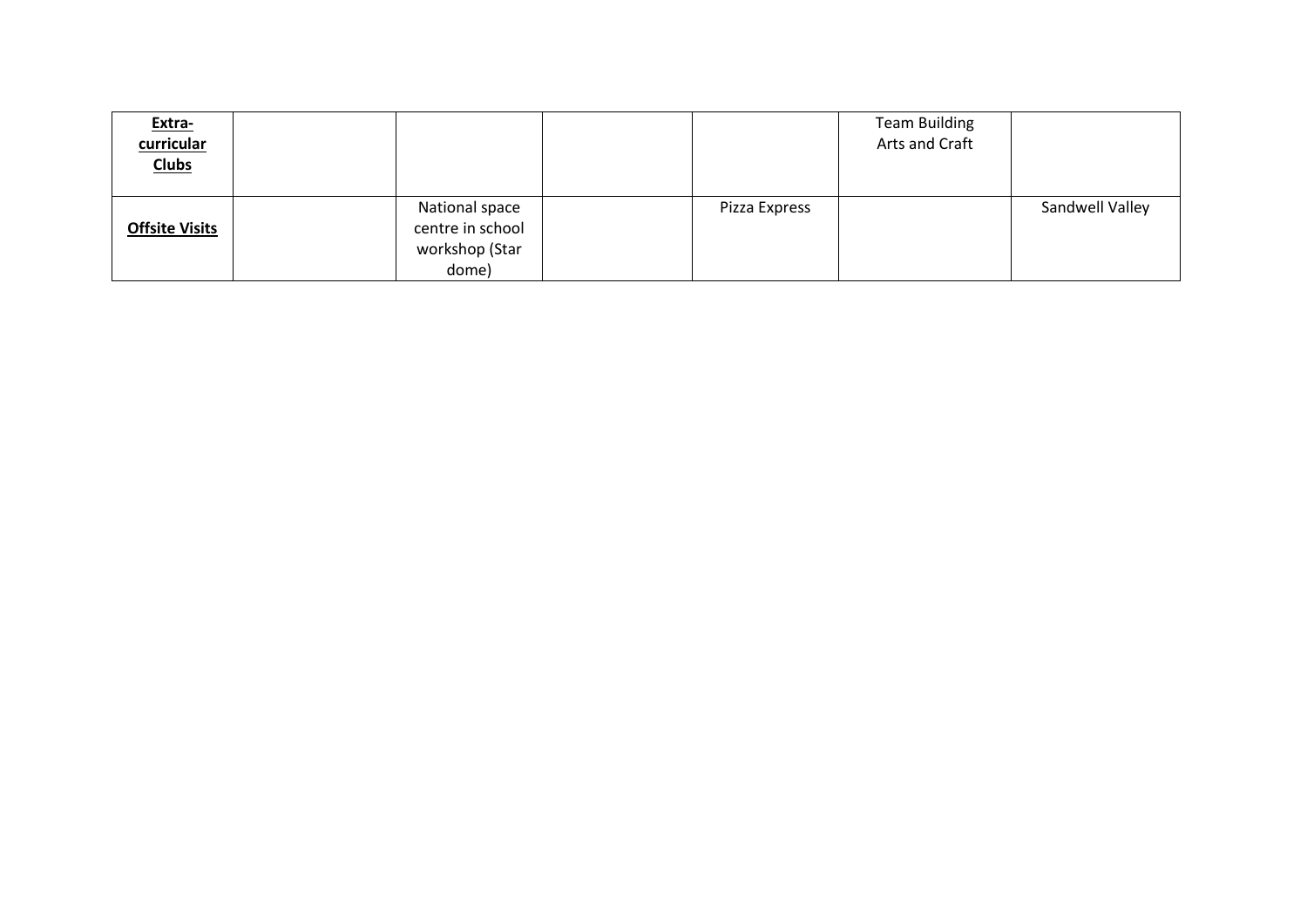| | | | | | | |
|---|---|---|---|---|---|---|
| **Extra-curricular Clubs** | | | | | Team Building Arts and Craft | |
| **Offsite Visits** | | National space centre in school workshop (Star dome) | | Pizza Express | | Sandwell Valley |